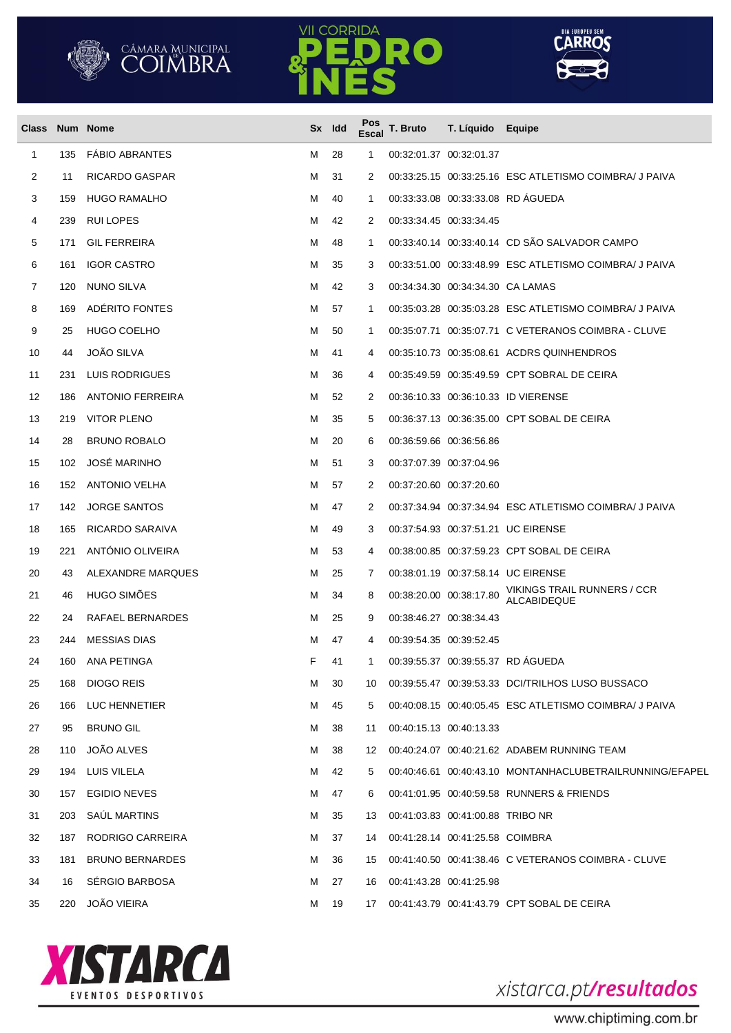CÂMARA MUNICIPAL DE COIMBRA

# VII CORRIDA PEDRO & INÊS

DIA EUROPEU SEM CARROS

| Class | Num | Nome | Sx | Idd | Pos Escal | T. Bruto | T. Líquido | Equipe |
|---|---|---|---|---|---|---|---|---|
| 1 | 135 | FÁBIO ABRANTES | M | 28 | 1 | 00:32:01.37 | 00:32:01.37 | |
| 2 | 11 | RICARDO GASPAR | M | 31 | 2 | 00:33:25.15 | 00:33:25.16 | ESC ATLETISMO COIMBRA/ J PAIVA |
| 3 | 159 | HUGO RAMALHO | M | 40 | 1 | 00:33:33.08 | 00:33:33.08 | RD ÁGUEDA |
| 4 | 239 | RUI LOPES | M | 42 | 2 | 00:33:34.45 | 00:33:34.45 | |
| 5 | 171 | GIL FERREIRA | M | 48 | 1 | 00:33:40.14 | 00:33:40.14 | CD SÃO SALVADOR CAMPO |
| 6 | 161 | IGOR CASTRO | M | 35 | 3 | 00:33:51.00 | 00:33:48.99 | ESC ATLETISMO COIMBRA/ J PAIVA |
| 7 | 120 | NUNO SILVA | M | 42 | 3 | 00:34:34.30 | 00:34:34.30 | CA LAMAS |
| 8 | 169 | ADÉRITO FONTES | M | 57 | 1 | 00:35:03.28 | 00:35:03.28 | ESC ATLETISMO COIMBRA/ J PAIVA |
| 9 | 25 | HUGO COELHO | M | 50 | 1 | 00:35:07.71 | 00:35:07.71 | C VETERANOS COIMBRA - CLUVE |
| 10 | 44 | JOÃO SILVA | M | 41 | 4 | 00:35:10.73 | 00:35:08.61 | ACDRS QUINHENDROS |
| 11 | 231 | LUIS RODRIGUES | M | 36 | 4 | 00:35:49.59 | 00:35:49.59 | CPT SOBRAL DE CEIRA |
| 12 | 186 | ANTONIO FERREIRA | M | 52 | 2 | 00:36:10.33 | 00:36:10.33 | ID VIERENSE |
| 13 | 219 | VITOR PLENO | M | 35 | 5 | 00:36:37.13 | 00:36:35.00 | CPT SOBAL DE CEIRA |
| 14 | 28 | BRUNO ROBALO | M | 20 | 6 | 00:36:59.66 | 00:36:56.86 | |
| 15 | 102 | JOSÉ MARINHO | M | 51 | 3 | 00:37:07.39 | 00:37:04.96 | |
| 16 | 152 | ANTONIO VELHA | M | 57 | 2 | 00:37:20.60 | 00:37:20.60 | |
| 17 | 142 | JORGE SANTOS | M | 47 | 2 | 00:37:34.94 | 00:37:34.94 | ESC ATLETISMO COIMBRA/ J PAIVA |
| 18 | 165 | RICARDO SARAIVA | M | 49 | 3 | 00:37:54.93 | 00:37:51.21 | UC EIRENSE |
| 19 | 221 | ANTÓNIO OLIVEIRA | M | 53 | 4 | 00:38:00.85 | 00:37:59.23 | CPT SOBAL DE CEIRA |
| 20 | 43 | ALEXANDRE MARQUES | M | 25 | 7 | 00:38:01.19 | 00:37:58.14 | UC EIRENSE |
| 21 | 46 | HUGO SIMÕES | M | 34 | 8 | 00:38:20.00 | 00:38:17.80 | VIKINGS TRAIL RUNNERS / CCR ALCABIDEQUE |
| 22 | 24 | RAFAEL BERNARDES | M | 25 | 9 | 00:38:46.27 | 00:38:34.43 | |
| 23 | 244 | MESSIAS DIAS | M | 47 | 4 | 00:39:54.35 | 00:39:52.45 | |
| 24 | 160 | ANA PETINGA | F | 41 | 1 | 00:39:55.37 | 00:39:55.37 | RD ÁGUEDA |
| 25 | 168 | DIOGO REIS | M | 30 | 10 | 00:39:55.47 | 00:39:53.33 | DCI/TRILHOS LUSO BUSSACO |
| 26 | 166 | LUC HENNETIER | M | 45 | 5 | 00:40:08.15 | 00:40:05.45 | ESC ATLETISMO COIMBRA/ J PAIVA |
| 27 | 95 | BRUNO GIL | M | 38 | 11 | 00:40:15.13 | 00:40:13.33 | |
| 28 | 110 | JOÃO ALVES | M | 38 | 12 | 00:40:24.07 | 00:40:21.62 | ADABEM RUNNING TEAM |
| 29 | 194 | LUIS VILELA | M | 42 | 5 | 00:40:46.61 | 00:40:43.10 | MONTANHACLUBETRAILRUNNING/EFAPEL |
| 30 | 157 | EGIDIO NEVES | M | 47 | 6 | 00:41:01.95 | 00:40:59.58 | RUNNERS & FRIENDS |
| 31 | 203 | SAÚL MARTINS | M | 35 | 13 | 00:41:03.83 | 00:41:00.88 | TRIBO NR |
| 32 | 187 | RODRIGO CARREIRA | M | 37 | 14 | 00:41:28.14 | 00:41:25.58 | COIMBRA |
| 33 | 181 | BRUNO BERNARDES | M | 36 | 15 | 00:41:40.50 | 00:41:38.46 | C VETERANOS COIMBRA - CLUVE |
| 34 | 16 | SÉRGIO BARBOSA | M | 27 | 16 | 00:41:43.28 | 00:41:25.98 | |
| 35 | 220 | JOÃO VIEIRA | M | 19 | 17 | 00:41:43.79 | 00:41:43.79 | CPT SOBAL DE CEIRA |

XISTARCA EVENTOS DESPORTIVOS

xistarca.pt/resultados

www.chiptiming.com.br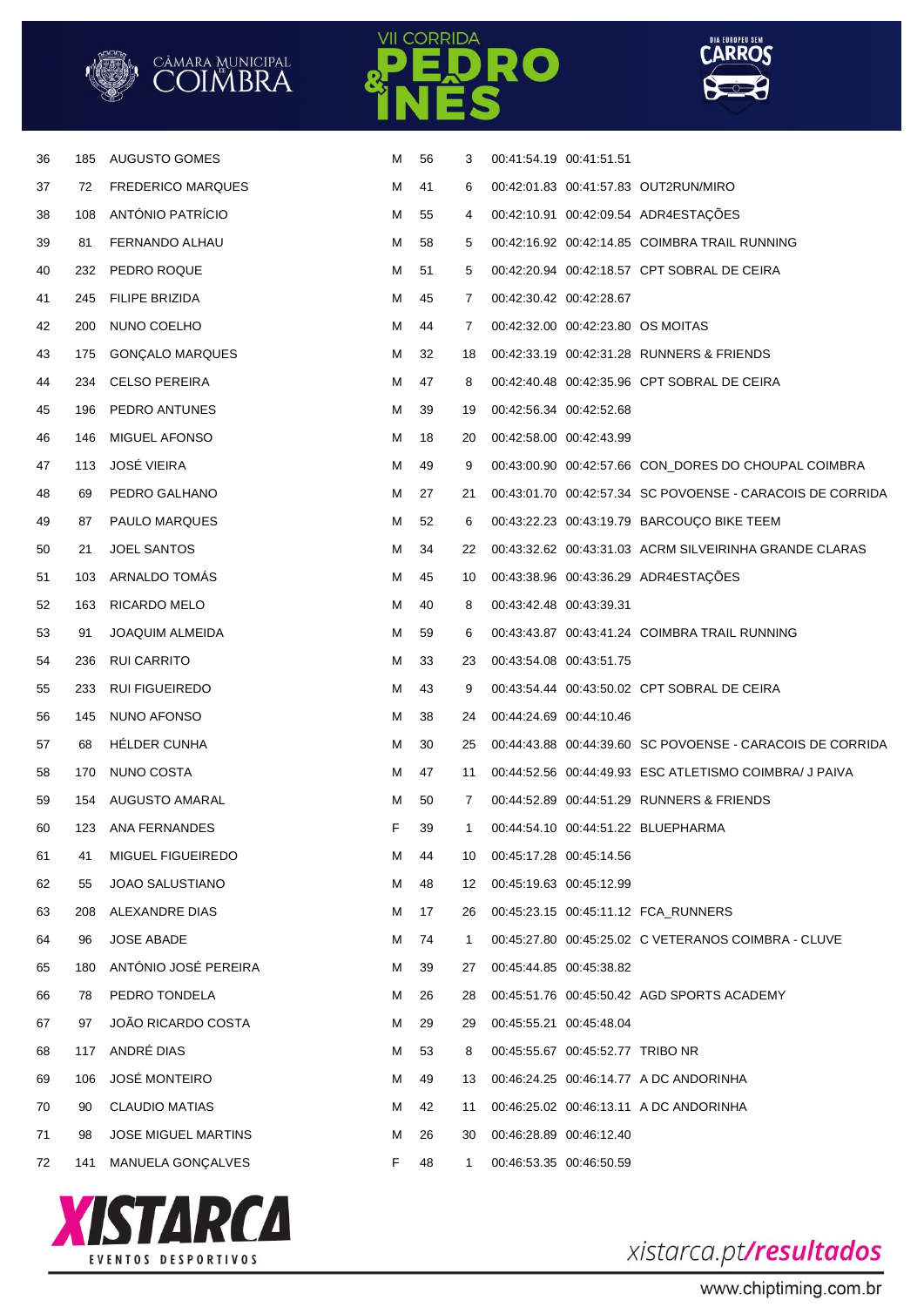| | | | | | | | | |
|---|---|---|---|---|---|---|---|---|
| 36 | 185 | AUGUSTO GOMES | M | 56 | 3 | 00:41:54.19 | 00:41:51.51 | |
| 37 | 72 | FREDERICO MARQUES | M | 41 | 6 | 00:42:01.83 | 00:41:57.83 | OUT2RUN/MIRO |
| 38 | 108 | ANTÓNIO PATRÍCIO | M | 55 | 4 | 00:42:10.91 | 00:42:09.54 | ADR4ESTAÇÕES |
| 39 | 81 | FERNANDO ALHAU | M | 58 | 5 | 00:42:16.92 | 00:42:14.85 | COIMBRA TRAIL RUNNING |
| 40 | 232 | PEDRO ROQUE | M | 51 | 5 | 00:42:20.94 | 00:42:18.57 | CPT SOBRAL DE CEIRA |
| 41 | 245 | FILIPE BRIZIDA | M | 45 | 7 | 00:42:30.42 | 00:42:28.67 | |
| 42 | 200 | NUNO COELHO | M | 44 | 7 | 00:42:32.00 | 00:42:23.80 | OS MOITAS |
| 43 | 175 | GONÇALO MARQUES | M | 32 | 18 | 00:42:33.19 | 00:42:31.28 | RUNNERS & FRIENDS |
| 44 | 234 | CELSO PEREIRA | M | 47 | 8 | 00:42:40.48 | 00:42:35.96 | CPT SOBRAL DE CEIRA |
| 45 | 196 | PEDRO ANTUNES | M | 39 | 19 | 00:42:56.34 | 00:42:52.68 | |
| 46 | 146 | MIGUEL AFONSO | M | 18 | 20 | 00:42:58.00 | 00:42:43.99 | |
| 47 | 113 | JOSÉ VIEIRA | M | 49 | 9 | 00:43:00.90 | 00:42:57.66 | CON_DORES DO CHOUPAL COIMBRA |
| 48 | 69 | PEDRO GALHANO | M | 27 | 21 | 00:43:01.70 | 00:42:57.34 | SC POVOENSE - CARACOIS DE CORRIDA |
| 49 | 87 | PAULO MARQUES | M | 52 | 6 | 00:43:22.23 | 00:43:19.79 | BARCOUÇO BIKE TEEM |
| 50 | 21 | JOEL SANTOS | M | 34 | 22 | 00:43:32.62 | 00:43:31.03 | ACRM SILVEIRINHA GRANDE CLARAS |
| 51 | 103 | ARNALDO TOMÁS | M | 45 | 10 | 00:43:38.96 | 00:43:36.29 | ADR4ESTAÇÕES |
| 52 | 163 | RICARDO MELO | M | 40 | 8 | 00:43:42.48 | 00:43:39.31 | |
| 53 | 91 | JOAQUIM ALMEIDA | M | 59 | 6 | 00:43:43.87 | 00:43:41.24 | COIMBRA TRAIL RUNNING |
| 54 | 236 | RUI CARRITO | M | 33 | 23 | 00:43:54.08 | 00:43:51.75 | |
| 55 | 233 | RUI FIGUEIREDO | M | 43 | 9 | 00:43:54.44 | 00:43:50.02 | CPT SOBRAL DE CEIRA |
| 56 | 145 | NUNO AFONSO | M | 38 | 24 | 00:44:24.69 | 00:44:10.46 | |
| 57 | 68 | HÉLDER CUNHA | M | 30 | 25 | 00:44:43.88 | 00:44:39.60 | SC POVOENSE - CARACOIS DE CORRIDA |
| 58 | 170 | NUNO COSTA | M | 47 | 11 | 00:44:52.56 | 00:44:49.93 | ESC ATLETISMO COIMBRA/ J PAIVA |
| 59 | 154 | AUGUSTO AMARAL | M | 50 | 7 | 00:44:52.89 | 00:44:51.29 | RUNNERS & FRIENDS |
| 60 | 123 | ANA FERNANDES | F | 39 | 1 | 00:44:54.10 | 00:44:51.22 | BLUEPHARMA |
| 61 | 41 | MIGUEL FIGUEIREDO | M | 44 | 10 | 00:45:17.28 | 00:45:14.56 | |
| 62 | 55 | JOAO SALUSTIANO | M | 48 | 12 | 00:45:19.63 | 00:45:12.99 | |
| 63 | 208 | ALEXANDRE DIAS | M | 17 | 26 | 00:45:23.15 | 00:45:11.12 | FCA_RUNNERS |
| 64 | 96 | JOSE ABADE | M | 74 | 1 | 00:45:27.80 | 00:45:25.02 | C VETERANOS COIMBRA - CLUVE |
| 65 | 180 | ANTÓNIO JOSÉ PEREIRA | M | 39 | 27 | 00:45:44.85 | 00:45:38.82 | |
| 66 | 78 | PEDRO TONDELA | M | 26 | 28 | 00:45:51.76 | 00:45:50.42 | AGD SPORTS ACADEMY |
| 67 | 97 | JOÃO RICARDO COSTA | M | 29 | 29 | 00:45:55.21 | 00:45:48.04 | |
| 68 | 117 | ANDRÉ DIAS | M | 53 | 8 | 00:45:55.67 | 00:45:52.77 | TRIBO NR |
| 69 | 106 | JOSÉ MONTEIRO | M | 49 | 13 | 00:46:24.25 | 00:46:14.77 | A DC ANDORINHA |
| 70 | 90 | CLAUDIO MATIAS | M | 42 | 11 | 00:46:25.02 | 00:46:13.11 | A DC ANDORINHA |
| 71 | 98 | JOSE MIGUEL MARTINS | M | 26 | 30 | 00:46:28.89 | 00:46:12.40 | |
| 72 | 141 | MANUELA GONÇALVES | F | 48 | 1 | 00:46:53.35 | 00:46:50.59 | |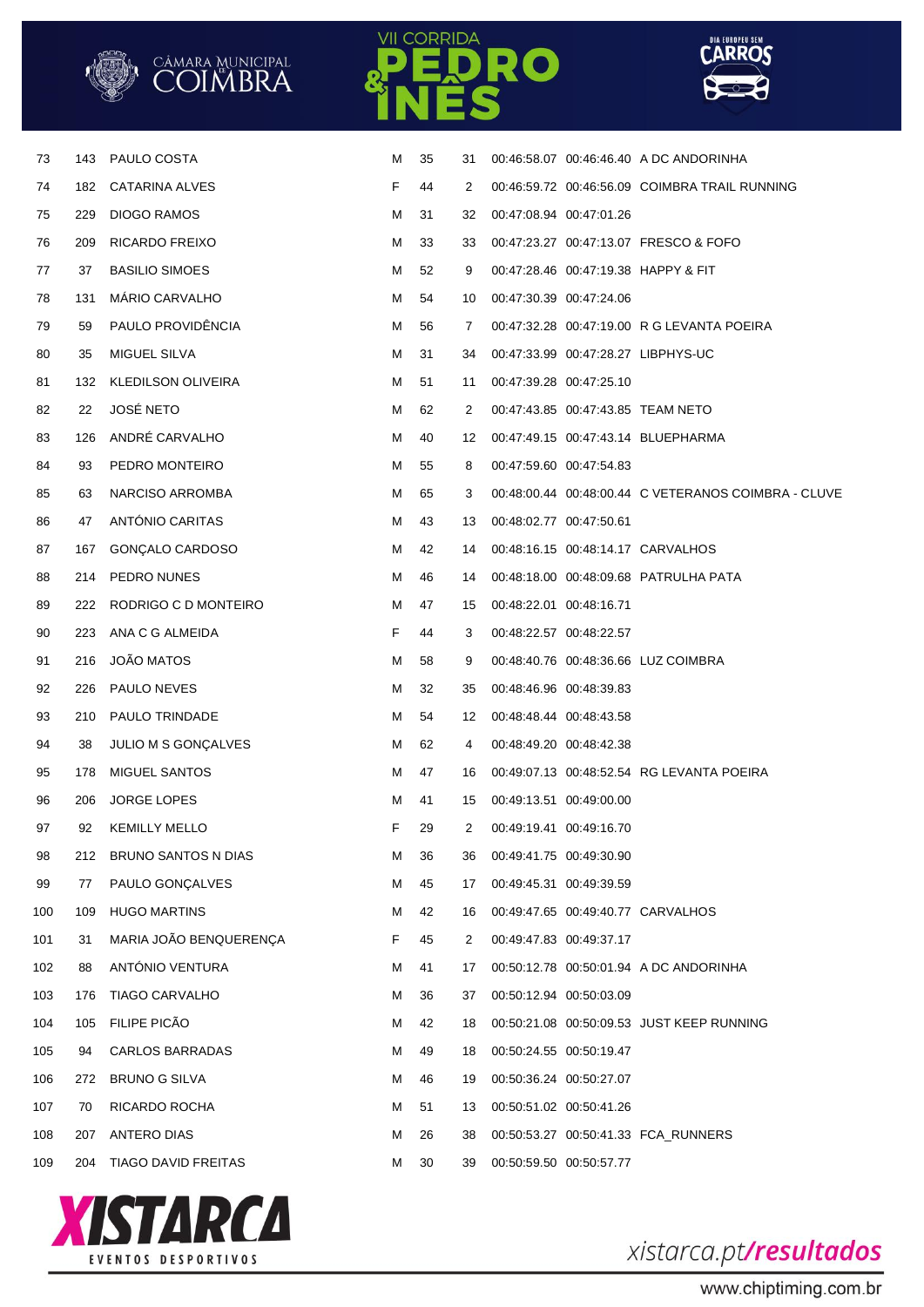| | | | | | | | | |
|---|---|---|---|---|---|---|---|---|
| 73 | 143 | PAULO COSTA | M | 35 | 31 | 00:46:58.07 | 00:46:46.40 | A DC ANDORINHA |
| 74 | 182 | CATARINA ALVES | F | 44 | 2 | 00:46:59.72 | 00:46:56.09 | COIMBRA TRAIL RUNNING |
| 75 | 229 | DIOGO RAMOS | M | 31 | 32 | 00:47:08.94 | 00:47:01.26 | |
| 76 | 209 | RICARDO FREIXO | M | 33 | 33 | 00:47:23.27 | 00:47:13.07 | FRESCO & FOFO |
| 77 | 37 | BASILIO SIMOES | M | 52 | 9 | 00:47:28.46 | 00:47:19.38 | HAPPY & FIT |
| 78 | 131 | MÁRIO CARVALHO | M | 54 | 10 | 00:47:30.39 | 00:47:24.06 | |
| 79 | 59 | PAULO PROVIDÊNCIA | M | 56 | 7 | 00:47:32.28 | 00:47:19.00 | R G LEVANTA POEIRA |
| 80 | 35 | MIGUEL SILVA | M | 31 | 34 | 00:47:33.99 | 00:47:28.27 | LIBPHYS-UC |
| 81 | 132 | KLEDILSON OLIVEIRA | M | 51 | 11 | 00:47:39.28 | 00:47:25.10 | |
| 82 | 22 | JOSÉ NETO | M | 62 | 2 | 00:47:43.85 | 00:47:43.85 | TEAM NETO |
| 83 | 126 | ANDRÉ CARVALHO | M | 40 | 12 | 00:47:49.15 | 00:47:43.14 | BLUEPHARMA |
| 84 | 93 | PEDRO MONTEIRO | M | 55 | 8 | 00:47:59.60 | 00:47:54.83 | |
| 85 | 63 | NARCISO ARROMBA | M | 65 | 3 | 00:48:00.44 | 00:48:00.44 | C VETERANOS COIMBRA - CLUVE |
| 86 | 47 | ANTÓNIO CARITAS | M | 43 | 13 | 00:48:02.77 | 00:47:50.61 | |
| 87 | 167 | GONÇALO CARDOSO | M | 42 | 14 | 00:48:16.15 | 00:48:14.17 | CARVALHOS |
| 88 | 214 | PEDRO NUNES | M | 46 | 14 | 00:48:18.00 | 00:48:09.68 | PATRULHA PATA |
| 89 | 222 | RODRIGO C D MONTEIRO | M | 47 | 15 | 00:48:22.01 | 00:48:16.71 | |
| 90 | 223 | ANA C G ALMEIDA | F | 44 | 3 | 00:48:22.57 | 00:48:22.57 | |
| 91 | 216 | JOÃO MATOS | M | 58 | 9 | 00:48:40.76 | 00:48:36.66 | LUZ COIMBRA |
| 92 | 226 | PAULO NEVES | M | 32 | 35 | 00:48:46.96 | 00:48:39.83 | |
| 93 | 210 | PAULO TRINDADE | M | 54 | 12 | 00:48:48.44 | 00:48:43.58 | |
| 94 | 38 | JULIO M S GONÇALVES | M | 62 | 4 | 00:48:49.20 | 00:48:42.38 | |
| 95 | 178 | MIGUEL SANTOS | M | 47 | 16 | 00:49:07.13 | 00:48:52.54 | RG LEVANTA POEIRA |
| 96 | 206 | JORGE LOPES | M | 41 | 15 | 00:49:13.51 | 00:49:00.00 | |
| 97 | 92 | KEMILLY MELLO | F | 29 | 2 | 00:49:19.41 | 00:49:16.70 | |
| 98 | 212 | BRUNO SANTOS N DIAS | M | 36 | 36 | 00:49:41.75 | 00:49:30.90 | |
| 99 | 77 | PAULO GONÇALVES | M | 45 | 17 | 00:49:45.31 | 00:49:39.59 | |
| 100 | 109 | HUGO MARTINS | M | 42 | 16 | 00:49:47.65 | 00:49:40.77 | CARVALHOS |
| 101 | 31 | MARIA JOÃO BENQUERENÇA | F | 45 | 2 | 00:49:47.83 | 00:49:37.17 | |
| 102 | 88 | ANTÓNIO VENTURA | M | 41 | 17 | 00:50:12.78 | 00:50:01.94 | A DC ANDORINHA |
| 103 | 176 | TIAGO CARVALHO | M | 36 | 37 | 00:50:12.94 | 00:50:03.09 | |
| 104 | 105 | FILIPE PICÃO | M | 42 | 18 | 00:50:21.08 | 00:50:09.53 | JUST KEEP RUNNING |
| 105 | 94 | CARLOS BARRADAS | M | 49 | 18 | 00:50:24.55 | 00:50:19.47 | |
| 106 | 272 | BRUNO G SILVA | M | 46 | 19 | 00:50:36.24 | 00:50:27.07 | |
| 107 | 70 | RICARDO ROCHA | M | 51 | 13 | 00:50:51.02 | 00:50:41.26 | |
| 108 | 207 | ANTERO DIAS | M | 26 | 38 | 00:50:53.27 | 00:50:41.33 | FCA_RUNNERS |
| 109 | 204 | TIAGO DAVID FREITAS | M | 30 | 39 | 00:50:59.50 | 00:50:57.77 | |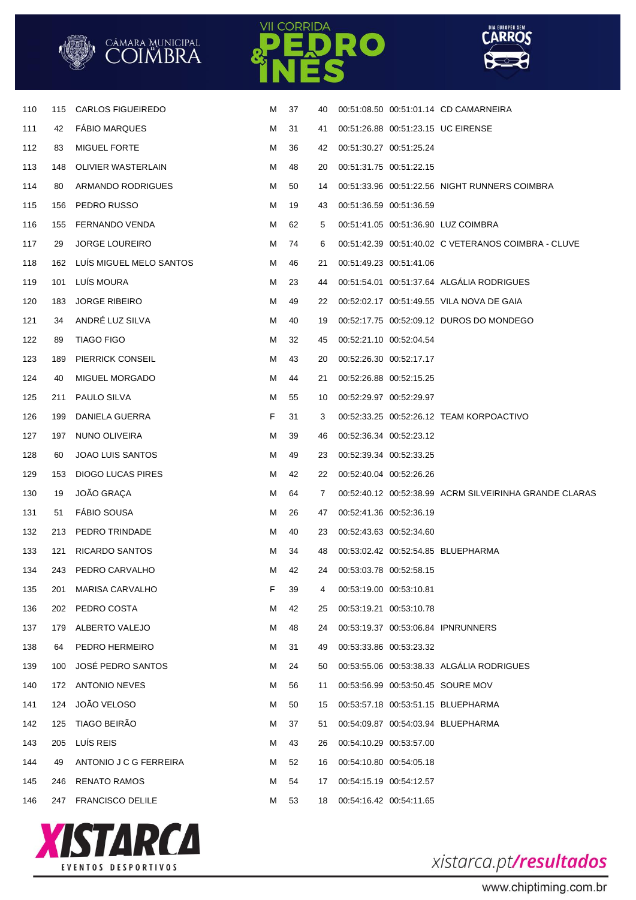| | | | | | | | | |
|---|---|---|---|---|---|---|---|---|
| 110 | 115 | CARLOS FIGUEIREDO | M | 37 | 40 | 00:51:08.50 | 00:51:01.14 | CD CAMARNEIRA |
| 111 | 42 | FÁBIO MARQUES | M | 31 | 41 | 00:51:26.88 | 00:51:23.15 | UC EIRENSE |
| 112 | 83 | MIGUEL FORTE | M | 36 | 42 | 00:51:30.27 | 00:51:25.24 | |
| 113 | 148 | OLIVIER WASTERLAIN | M | 48 | 20 | 00:51:31.75 | 00:51:22.15 | |
| 114 | 80 | ARMANDO RODRIGUES | M | 50 | 14 | 00:51:33.96 | 00:51:22.56 | NIGHT RUNNERS COIMBRA |
| 115 | 156 | PEDRO RUSSO | M | 19 | 43 | 00:51:36.59 | 00:51:36.59 | |
| 116 | 155 | FERNANDO VENDA | M | 62 | 5 | 00:51:41.05 | 00:51:36.90 | LUZ COIMBRA |
| 117 | 29 | JORGE LOUREIRO | M | 74 | 6 | 00:51:42.39 | 00:51:40.02 | C VETERANOS COIMBRA - CLUVE |
| 118 | 162 | LUÍS MIGUEL MELO SANTOS | M | 46 | 21 | 00:51:49.23 | 00:51:41.06 | |
| 119 | 101 | LUÍS MOURA | M | 23 | 44 | 00:51:54.01 | 00:51:37.64 | ALGÁLIA RODRIGUES |
| 120 | 183 | JORGE RIBEIRO | M | 49 | 22 | 00:52:02.17 | 00:51:49.55 | VILA NOVA DE GAIA |
| 121 | 34 | ANDRÉ LUZ SILVA | M | 40 | 19 | 00:52:17.75 | 00:52:09.12 | DUROS DO MONDEGO |
| 122 | 89 | TIAGO FIGO | M | 32 | 45 | 00:52:21.10 | 00:52:04.54 | |
| 123 | 189 | PIERRICK CONSEIL | M | 43 | 20 | 00:52:26.30 | 00:52:17.17 | |
| 124 | 40 | MIGUEL MORGADO | M | 44 | 21 | 00:52:26.88 | 00:52:15.25 | |
| 125 | 211 | PAULO SILVA | M | 55 | 10 | 00:52:29.97 | 00:52:29.97 | |
| 126 | 199 | DANIELA GUERRA | F | 31 | 3 | 00:52:33.25 | 00:52:26.12 | TEAM KORPOACTIVO |
| 127 | 197 | NUNO OLIVEIRA | M | 39 | 46 | 00:52:36.34 | 00:52:23.12 | |
| 128 | 60 | JOAO LUIS SANTOS | M | 49 | 23 | 00:52:39.34 | 00:52:33.25 | |
| 129 | 153 | DIOGO LUCAS PIRES | M | 42 | 22 | 00:52:40.04 | 00:52:26.26 | |
| 130 | 19 | JOÃO GRAÇA | M | 64 | 7 | 00:52:40.12 | 00:52:38.99 | ACRM SILVEIRINHA GRANDE CLARAS |
| 131 | 51 | FÁBIO SOUSA | M | 26 | 47 | 00:52:41.36 | 00:52:36.19 | |
| 132 | 213 | PEDRO TRINDADE | M | 40 | 23 | 00:52:43.63 | 00:52:34.60 | |
| 133 | 121 | RICARDO SANTOS | M | 34 | 48 | 00:53:02.42 | 00:52:54.85 | BLUEPHARMA |
| 134 | 243 | PEDRO CARVALHO | M | 42 | 24 | 00:53:03.78 | 00:52:58.15 | |
| 135 | 201 | MARISA CARVALHO | F | 39 | 4 | 00:53:19.00 | 00:53:10.81 | |
| 136 | 202 | PEDRO COSTA | M | 42 | 25 | 00:53:19.21 | 00:53:10.78 | |
| 137 | 179 | ALBERTO VALEJO | M | 48 | 24 | 00:53:19.37 | 00:53:06.84 | IPNRUNNERS |
| 138 | 64 | PEDRO HERMEIRO | M | 31 | 49 | 00:53:33.86 | 00:53:23.32 | |
| 139 | 100 | JOSÉ PEDRO SANTOS | M | 24 | 50 | 00:53:55.06 | 00:53:38.33 | ALGÁLIA RODRIGUES |
| 140 | 172 | ANTONIO NEVES | M | 56 | 11 | 00:53:56.99 | 00:53:50.45 | SOURE MOV |
| 141 | 124 | JOÃO VELOSO | M | 50 | 15 | 00:53:57.18 | 00:53:51.15 | BLUEPHARMA |
| 142 | 125 | TIAGO BEIRÃO | M | 37 | 51 | 00:54:09.87 | 00:54:03.94 | BLUEPHARMA |
| 143 | 205 | LUÍS REIS | M | 43 | 26 | 00:54:10.29 | 00:53:57.00 | |
| 144 | 49 | ANTONIO J C G FERREIRA | M | 52 | 16 | 00:54:10.80 | 00:54:05.18 | |
| 145 | 246 | RENATO RAMOS | M | 54 | 17 | 00:54:15.19 | 00:54:12.57 | |
| 146 | 247 | FRANCISCO DELILE | M | 53 | 18 | 00:54:16.42 | 00:54:11.65 | |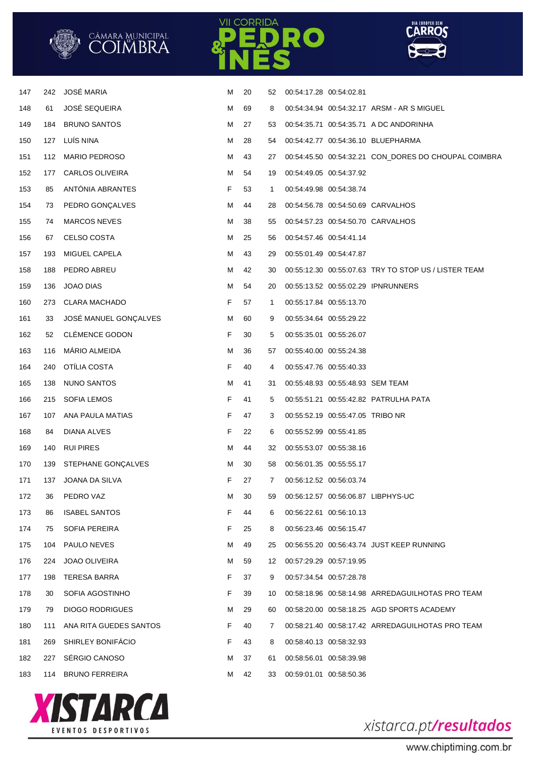| | | | | | | | | |
|---|---|---|---|---|---|---|---|---|
| 147 | 242 | JOSÉ MARIA | M | 20 | 52 | 00:54:17.28 | 00:54:02.81 | |
| 148 | 61 | JOSÉ SEQUEIRA | M | 69 | 8 | 00:54:34.94 | 00:54:32.17 | ARSM - AR S MIGUEL |
| 149 | 184 | BRUNO SANTOS | M | 27 | 53 | 00:54:35.71 | 00:54:35.71 | A DC ANDORINHA |
| 150 | 127 | LUÍS NINA | M | 28 | 54 | 00:54:42.77 | 00:54:36.10 | BLUEPHARMA |
| 151 | 112 | MARIO PEDROSO | M | 43 | 27 | 00:54:45.50 | 00:54:32.21 | CON_DORES DO CHOUPAL COIMBRA |
| 152 | 177 | CARLOS OLIVEIRA | M | 54 | 19 | 00:54:49.05 | 00:54:37.92 | |
| 153 | 85 | ANTÓNIA ABRANTES | F | 53 | 1 | 00:54:49.98 | 00:54:38.74 | |
| 154 | 73 | PEDRO GONÇALVES | M | 44 | 28 | 00:54:56.78 | 00:54:50.69 | CARVALHOS |
| 155 | 74 | MARCOS NEVES | M | 38 | 55 | 00:54:57.23 | 00:54:50.70 | CARVALHOS |
| 156 | 67 | CELSO COSTA | M | 25 | 56 | 00:54:57.46 | 00:54:41.14 | |
| 157 | 193 | MIGUEL CAPELA | M | 43 | 29 | 00:55:01.49 | 00:54:47.87 | |
| 158 | 188 | PEDRO ABREU | M | 42 | 30 | 00:55:12.30 | 00:55:07.63 | TRY TO STOP US / LISTER TEAM |
| 159 | 136 | JOAO DIAS | M | 54 | 20 | 00:55:13.52 | 00:55:02.29 | IPNRUNNERS |
| 160 | 273 | CLARA MACHADO | F | 57 | 1 | 00:55:17.84 | 00:55:13.70 | |
| 161 | 33 | JOSÉ MANUEL GONÇALVES | M | 60 | 9 | 00:55:34.64 | 00:55:29.22 | |
| 162 | 52 | CLÉMENCE GODON | F | 30 | 5 | 00:55:35.01 | 00:55:26.07 | |
| 163 | 116 | MÁRIO ALMEIDA | M | 36 | 57 | 00:55:40.00 | 00:55:24.38 | |
| 164 | 240 | OTÍLIA COSTA | F | 40 | 4 | 00:55:47.76 | 00:55:40.33 | |
| 165 | 138 | NUNO SANTOS | M | 41 | 31 | 00:55:48.93 | 00:55:48.93 | SEM TEAM |
| 166 | 215 | SOFIA LEMOS | F | 41 | 5 | 00:55:51.21 | 00:55:42.82 | PATRULHA PATA |
| 167 | 107 | ANA PAULA MATIAS | F | 47 | 3 | 00:55:52.19 | 00:55:47.05 | TRIBO NR |
| 168 | 84 | DIANA ALVES | F | 22 | 6 | 00:55:52.99 | 00:55:41.85 | |
| 169 | 140 | RUI PIRES | M | 44 | 32 | 00:55:53.07 | 00:55:38.16 | |
| 170 | 139 | STEPHANE GONÇALVES | M | 30 | 58 | 00:56:01.35 | 00:55:55.17 | |
| 171 | 137 | JOANA DA SILVA | F | 27 | 7 | 00:56:12.52 | 00:56:03.74 | |
| 172 | 36 | PEDRO VAZ | M | 30 | 59 | 00:56:12.57 | 00:56:06.87 | LIBPHYS-UC |
| 173 | 86 | ISABEL SANTOS | F | 44 | 6 | 00:56:22.61 | 00:56:10.13 | |
| 174 | 75 | SOFIA PEREIRA | F | 25 | 8 | 00:56:23.46 | 00:56:15.47 | |
| 175 | 104 | PAULO NEVES | M | 49 | 25 | 00:56:55.20 | 00:56:43.74 | JUST KEEP RUNNING |
| 176 | 224 | JOAO OLIVEIRA | M | 59 | 12 | 00:57:29.29 | 00:57:19.95 | |
| 177 | 198 | TERESA BARRA | F | 37 | 9 | 00:57:34.54 | 00:57:28.78 | |
| 178 | 30 | SOFIA AGOSTINHO | F | 39 | 10 | 00:58:18.96 | 00:58:14.98 | ARREDAGUILHOTAS PRO TEAM |
| 179 | 79 | DIOGO RODRIGUES | M | 29 | 60 | 00:58:20.00 | 00:58:18.25 | AGD SPORTS ACADEMY |
| 180 | 111 | ANA RITA GUEDES SANTOS | F | 40 | 7 | 00:58:21.40 | 00:58:17.42 | ARREDAGUILHOTAS PRO TEAM |
| 181 | 269 | SHIRLEY BONIFÁCIO | F | 43 | 8 | 00:58:40.13 | 00:58:32.93 | |
| 182 | 227 | SÉRGIO CANOSO | M | 37 | 61 | 00:58:56.01 | 00:58:39.98 | |
| 183 | 114 | BRUNO FERREIRA | M | 42 | 33 | 00:59:01.01 | 00:58:50.36 | |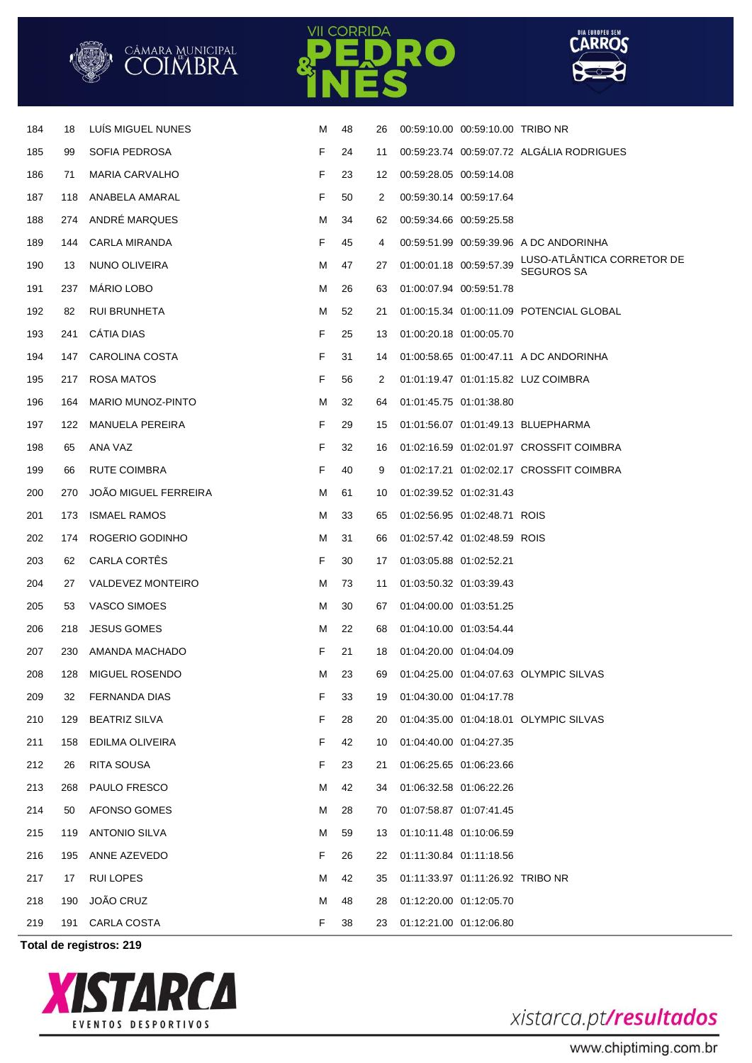| | | | | | | | | |
|---|---|---|---|---|---|---|---|---|
| 184 | 18 | LUÍS MIGUEL NUNES | M | 48 | 26 | 00:59:10.00 | 00:59:10.00 | TRIBO NR |
| 185 | 99 | SOFIA PEDROSA | F | 24 | 11 | 00:59:23.74 | 00:59:07.72 | ALGÁLIA RODRIGUES |
| 186 | 71 | MARIA CARVALHO | F | 23 | 12 | 00:59:28.05 | 00:59:14.08 | |
| 187 | 118 | ANABELA AMARAL | F | 50 | 2 | 00:59:30.14 | 00:59:17.64 | |
| 188 | 274 | ANDRÉ MARQUES | M | 34 | 62 | 00:59:34.66 | 00:59:25.58 | |
| 189 | 144 | CARLA MIRANDA | F | 45 | 4 | 00:59:51.99 | 00:59:39.96 | A DC ANDORINHA |
| 190 | 13 | NUNO OLIVEIRA | M | 47 | 27 | 01:00:01.18 | 00:59:57.39 | LUSO-ATLÂNTICA CORRETOR DE SEGUROS SA |
| 191 | 237 | MÁRIO LOBO | M | 26 | 63 | 01:00:07.94 | 00:59:51.78 | |
| 192 | 82 | RUI BRUNHETA | M | 52 | 21 | 01:00:15.34 | 01:00:11.09 | POTENCIAL GLOBAL |
| 193 | 241 | CÁTIA DIAS | F | 25 | 13 | 01:00:20.18 | 01:00:05.70 | |
| 194 | 147 | CAROLINA COSTA | F | 31 | 14 | 01:00:58.65 | 01:00:47.11 | A DC ANDORINHA |
| 195 | 217 | ROSA MATOS | F | 56 | 2 | 01:01:19.47 | 01:01:15.82 | LUZ COIMBRA |
| 196 | 164 | MARIO MUNOZ-PINTO | M | 32 | 64 | 01:01:45.75 | 01:01:38.80 | |
| 197 | 122 | MANUELA PEREIRA | F | 29 | 15 | 01:01:56.07 | 01:01:49.13 | BLUEPHARMA |
| 198 | 65 | ANA VAZ | F | 32 | 16 | 01:02:16.59 | 01:02:01.97 | CROSSFIT COIMBRA |
| 199 | 66 | RUTE COIMBRA | F | 40 | 9 | 01:02:17.21 | 01:02:02.17 | CROSSFIT COIMBRA |
| 200 | 270 | JOÃO MIGUEL FERREIRA | M | 61 | 10 | 01:02:39.52 | 01:02:31.43 | |
| 201 | 173 | ISMAEL RAMOS | M | 33 | 65 | 01:02:56.95 | 01:02:48.71 | ROIS |
| 202 | 174 | ROGERIO GODINHO | M | 31 | 66 | 01:02:57.42 | 01:02:48.59 | ROIS |
| 203 | 62 | CARLA CORTÊS | F | 30 | 17 | 01:03:05.88 | 01:02:52.21 | |
| 204 | 27 | VALDEVEZ MONTEIRO | M | 73 | 11 | 01:03:50.32 | 01:03:39.43 | |
| 205 | 53 | VASCO SIMOES | M | 30 | 67 | 01:04:00.00 | 01:03:51.25 | |
| 206 | 218 | JESUS GOMES | M | 22 | 68 | 01:04:10.00 | 01:03:54.44 | |
| 207 | 230 | AMANDA MACHADO | F | 21 | 18 | 01:04:20.00 | 01:04:04.09 | |
| 208 | 128 | MIGUEL ROSENDO | M | 23 | 69 | 01:04:25.00 | 01:04:07.63 | OLYMPIC SILVAS |
| 209 | 32 | FERNANDA DIAS | F | 33 | 19 | 01:04:30.00 | 01:04:17.78 | |
| 210 | 129 | BEATRIZ SILVA | F | 28 | 20 | 01:04:35.00 | 01:04:18.01 | OLYMPIC SILVAS |
| 211 | 158 | EDILMA OLIVEIRA | F | 42 | 10 | 01:04:40.00 | 01:04:27.35 | |
| 212 | 26 | RITA SOUSA | F | 23 | 21 | 01:06:25.65 | 01:06:23.66 | |
| 213 | 268 | PAULO FRESCO | M | 42 | 34 | 01:06:32.58 | 01:06:22.26 | |
| 214 | 50 | AFONSO GOMES | M | 28 | 70 | 01:07:58.87 | 01:07:41.45 | |
| 215 | 119 | ANTONIO SILVA | M | 59 | 13 | 01:10:11.48 | 01:10:06.59 | |
| 216 | 195 | ANNE AZEVEDO | F | 26 | 22 | 01:11:30.84 | 01:11:18.56 | |
| 217 | 17 | RUI LOPES | M | 42 | 35 | 01:11:33.97 | 01:11:26.92 | TRIBO NR |
| 218 | 190 | JOÃO CRUZ | M | 48 | 28 | 01:12:20.00 | 01:12:05.70 | |
| 219 | 191 | CARLA COSTA | F | 38 | 23 | 01:12:21.00 | 01:12:06.80 | |

**Total de registros: 219**

xistarca.pt/**resultados**

www.chiptiming.com.br